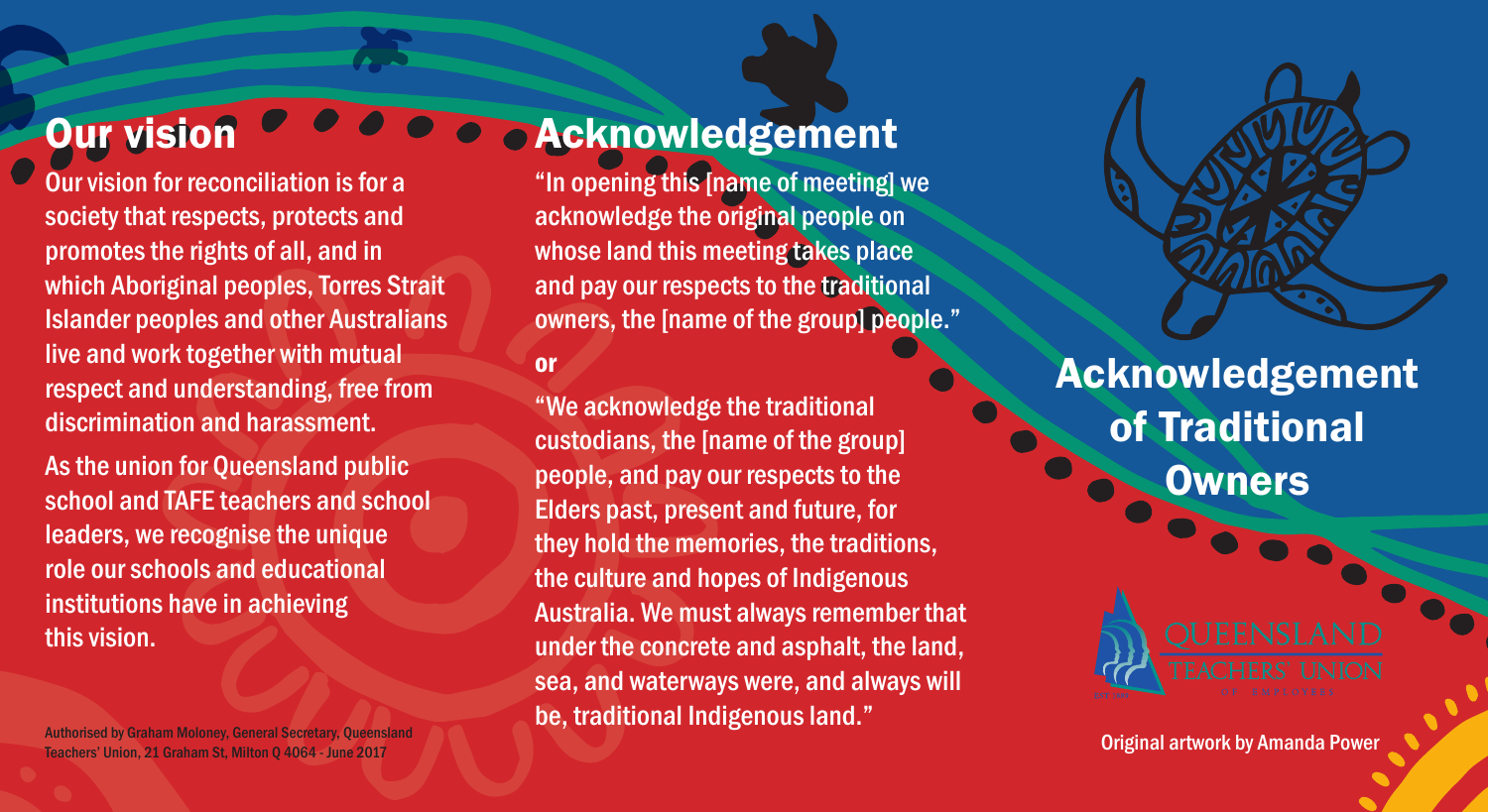## Our vision

Our vision for reconciliation is for a society that respects, protects and promotes the rights of all, and in which Aboriginal peoples, Torres Strait Islander peoples and other Australians live and work together with mutual respect and understanding, free from discrimination and harassment.

As the union for Queensland public school and TAFE teachers and school leaders, we recognise the unique role our schools and educational institutions have in achieving this vision.

Authorised by Graham Moloney, General Secretary, Queensland Teachers' Union, 21 Graham St, Milton Q 4064 - June 2017

## Acknowledgement

"In opening this [name of meeting] we acknowledge the original people on whose land this meeting takes place and pay our respects to the traditional owners, the [name of the group] people."

**or**

"We acknowledge the traditional custodians, the [name of the group] people, and pay our respects to the Elders past, present and future, for they hold the memories, the traditions, the culture and hopes of Indigenous Australia. We must always remember that under the concrete and asphalt, the land, sea, and waterways were, and always will be, traditional Indigenous land."

# Acknowledgement of Traditional Owners

QUEENSLAND TEACHERS' UNION OF EMPLOYEES

Original artwork by Amanda Power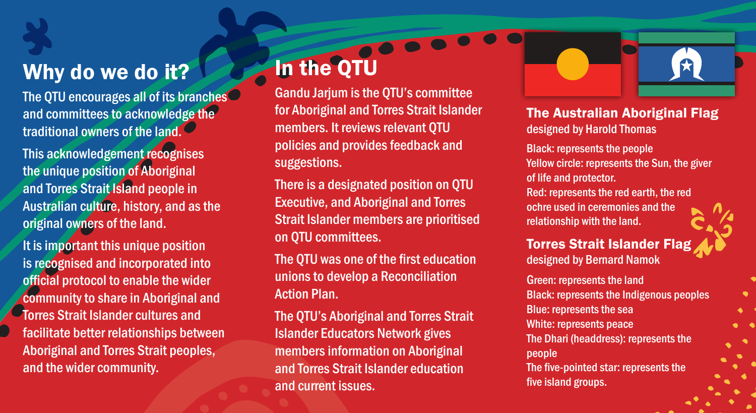## Why do we do it?

The QTU encourages all of its branches and committees to acknowledge the traditional owners of the land.

This acknowledgement recognises the unique position of Aboriginal and Torres Strait Island people in Australian culture, history, and as the original owners of the land.

It is important this unique position is recognised and incorporated into official protocol to enable the wider community to share in Aboriginal and Torres Strait Islander cultures and facilitate better relationships between Aboriginal and Torres Strait peoples, and the wider community.

## In the QTU

Gandu Jarjum is the QTU's committee for Aboriginal and Torres Strait Islander members. It reviews relevant QTU policies and provides feedback and suggestions.

There is a designated position on QTU Executive, and Aboriginal and Torres Strait Islander members are prioritised on QTU committees.

The QTU was one of the first education unions to develop a Reconciliation Action Plan.

The QTU's Aboriginal and Torres Strait Islander Educators Network gives members information on Aboriginal and Torres Strait Islander education and current issues.

### The Australian Aboriginal Flag

designed by Harold Thomas

Black: represents the people
Yellow circle: represents the Sun, the giver of life and protector.
Red: represents the red earth, the red ochre used in ceremonies and the relationship with the land.

### Torres Strait Islander Flag

designed by Bernard Namok

Green: represents the land
Black: represents the Indigenous peoples
Blue: represents the sea
White: represents peace
The Dhari (headdress): represents the people
The five-pointed star: represents the five island groups.